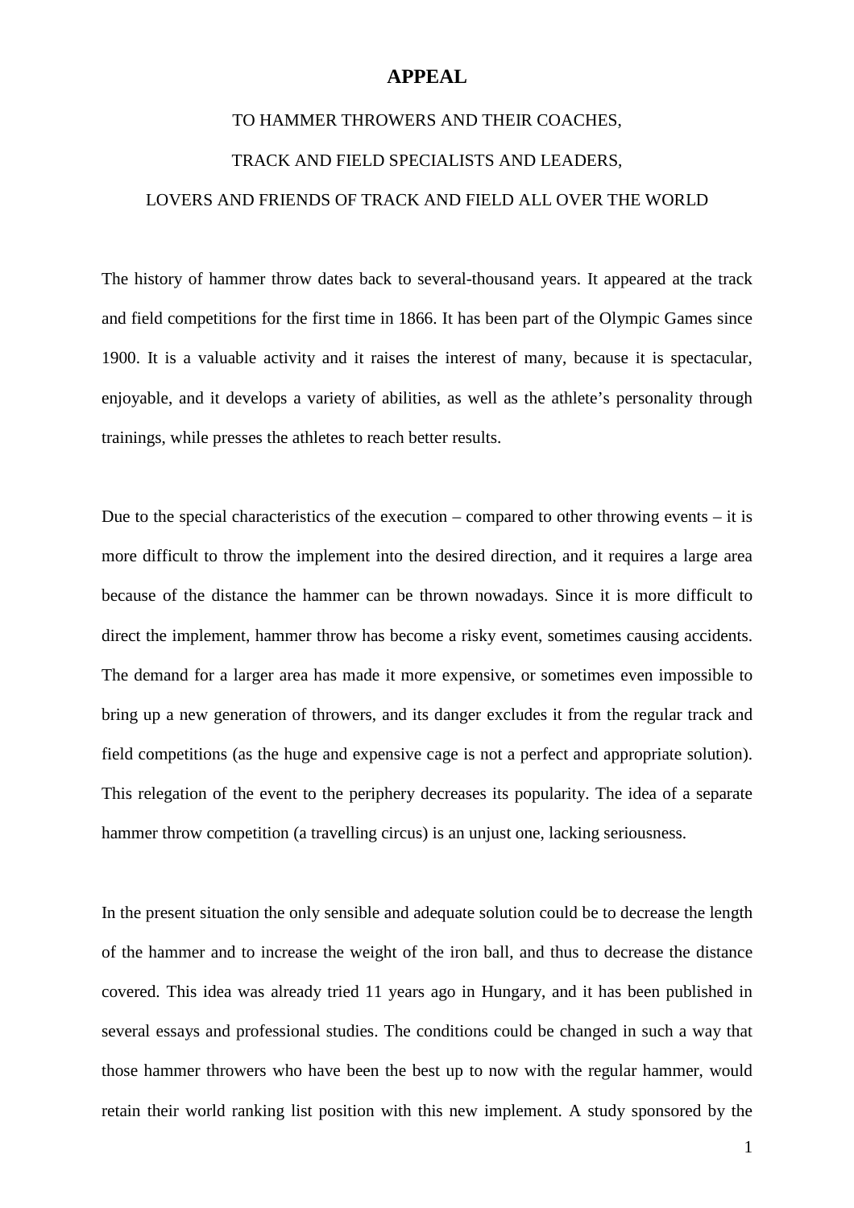# APPEAL

TO HAMMER THROWERS AND THEIR COACHES,

TRACK AND FIELD SPECIALISTS AND LEADERS,

LOVERS AND FRIENDS OF TRACK AND FIELD ALL OVER THE WORLD

The history of hammer throw dates back to several-thousand years. It appeared at the track and field competitions for the first time in 1866. It has been part of the Olympic Games since 1900. It is a valuable activity and it raises the interest of many, because it is spectacular, enjoyable, and it develops a variety of abilities, as well as the athlete's personality through trainings, while presses the athletes to reach better results.

Due to the special characteristics of the execution – compared to other throwing events – it is more difficult to throw the implement into the desired direction, and it requires a large area because of the distance the hammer can be thrown nowadays. Since it is more difficult to direct the implement, hammer throw has become a risky event, sometimes causing accidents. The demand for a larger area has made it more expensive, or sometimes even impossible to bring up a new generation of throwers, and its danger excludes it from the regular track and field competitions (as the huge and expensive cage is not a perfect and appropriate solution). This relegation of the event to the periphery decreases its popularity. The idea of a separate hammer throw competition (a travelling circus) is an unjust one, lacking seriousness.

In the present situation the only sensible and adequate solution could be to decrease the length of the hammer and to increase the weight of the iron ball, and thus to decrease the distance covered. This idea was already tried 11 years ago in Hungary, and it has been published in several essays and professional studies. The conditions could be changed in such a way that those hammer throwers who have been the best up to now with the regular hammer, would retain their world ranking list position with this new implement. A study sponsored by the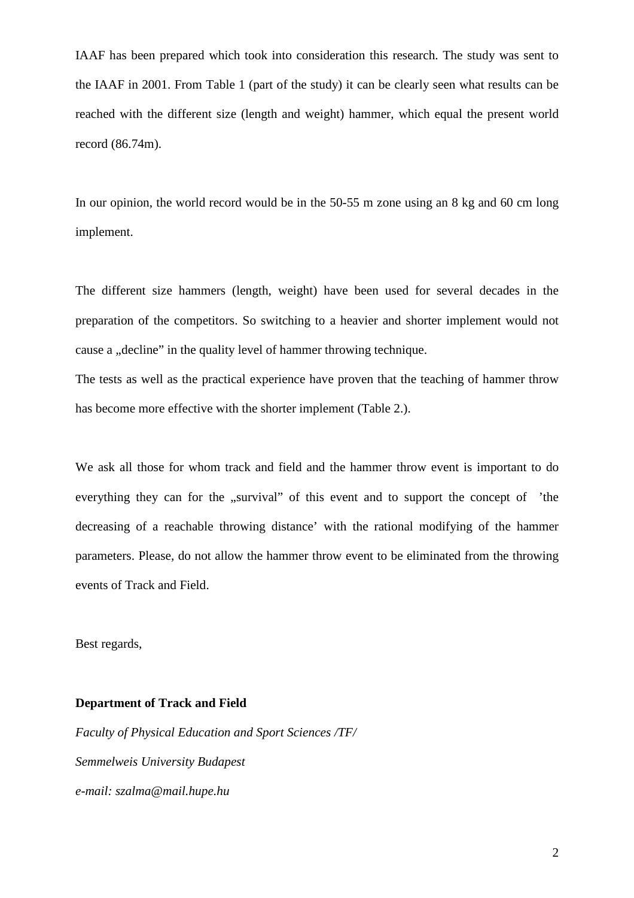IAAF has been prepared which took into consideration this research. The study was sent to the IAAF in 2001. From Table 1 (part of the study) it can be clearly seen what results can be reached with the different size (length and weight) hammer, which equal the present world record (86.74m).

In our opinion, the world record would be in the 50-55 m zone using an 8 kg and 60 cm long implement.

The different size hammers (length, weight) have been used for several decades in the preparation of the competitors. So switching to a heavier and shorter implement would not cause a „decline" in the quality level of hammer throwing technique.

The tests as well as the practical experience have proven that the teaching of hammer throw has become more effective with the shorter implement (Table 2.).

We ask all those for whom track and field and the hammer throw event is important to do everything they can for the „survival" of this event and to support the concept of 'the decreasing of a reachable throwing distance' with the rational modifying of the hammer parameters. Please, do not allow the hammer throw event to be eliminated from the throwing events of Track and Field.

Best regards,

**Department of Track and Field**

*Faculty of Physical Education and Sport Sciences /TF/*

*Semmelweis University Budapest*

*e-mail: szalma@mail.hupe.hu*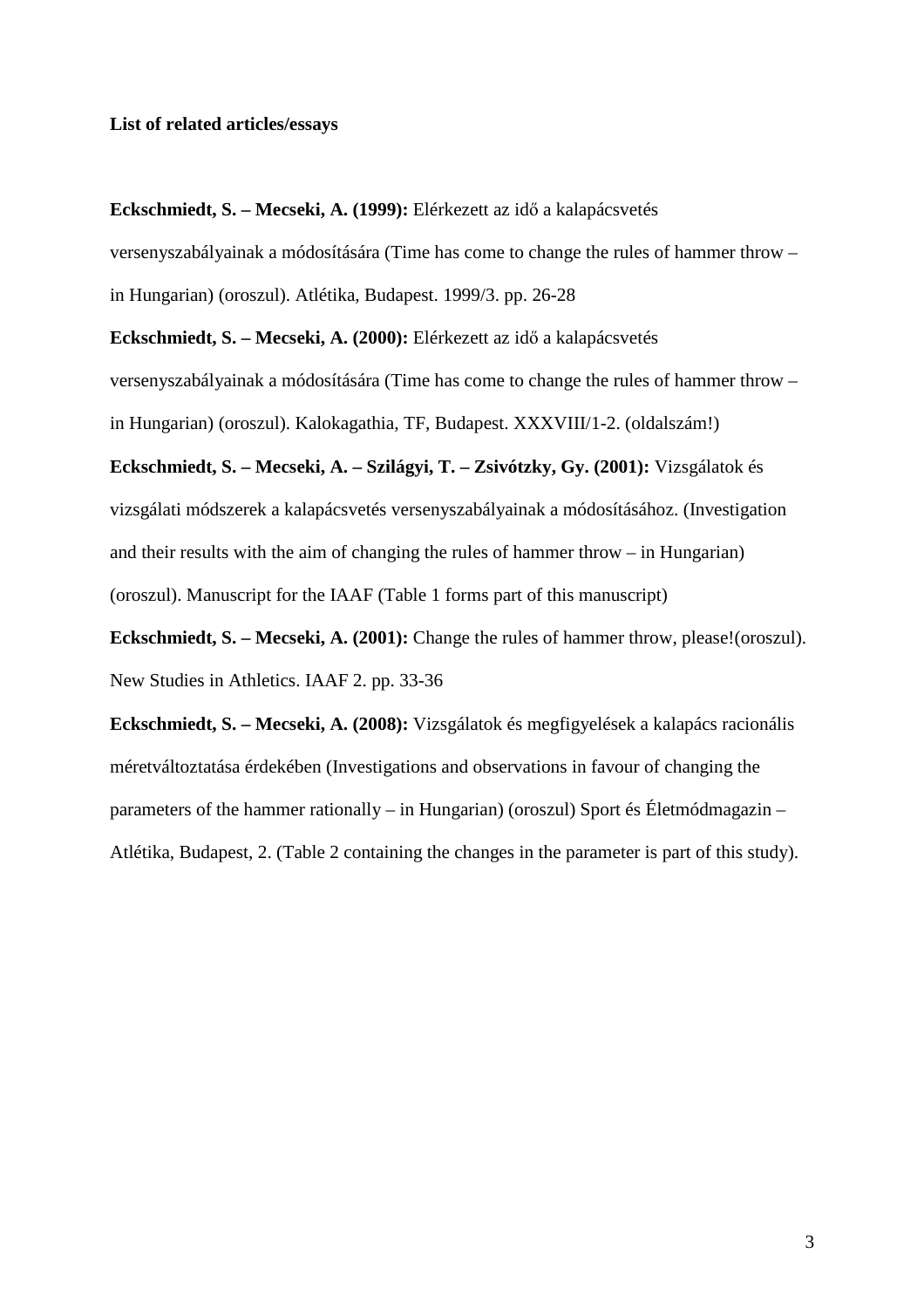**List of related articles/essays**

**Eckschmiedt, S. – Mecseki, A. (1999):** Elérkezett az idő a kalapácsvetés versenyszabályainak a módosítására (Time has come to change the rules of hammer throw – in Hungarian) (oroszul). Atlétika, Budapest. 1999/3. pp. 26-28

**Eckschmiedt, S. – Mecseki, A. (2000):** Elérkezett az idő a kalapácsvetés versenyszabályainak a módosítására (Time has come to change the rules of hammer throw – in Hungarian) (oroszul). Kalokagathia, TF, Budapest. XXXVIII/1-2. (oldalszám!)

**Eckschmiedt, S. – Mecseki, A. – Szilágyi, T. – Zsivótzky, Gy. (2001):** Vizsgálatok és vizsgálati módszerek a kalapácsvetés versenyszabályainak a módosításához. (Investigation and their results with the aim of changing the rules of hammer throw – in Hungarian) (oroszul). Manuscript for the IAAF (Table 1 forms part of this manuscript)

**Eckschmiedt, S. – Mecseki, A. (2001):** Change the rules of hammer throw, please!(oroszul). New Studies in Athletics. IAAF 2. pp. 33-36

**Eckschmiedt, S. – Mecseki, A. (2008):** Vizsgálatok és megfigyelések a kalapács racionális méretváltoztatása érdekében (Investigations and observations in favour of changing the parameters of the hammer rationally – in Hungarian) (oroszul) Sport és Életmódmagazin – Atlétika, Budapest, 2. (Table 2 containing the changes in the parameter is part of this study).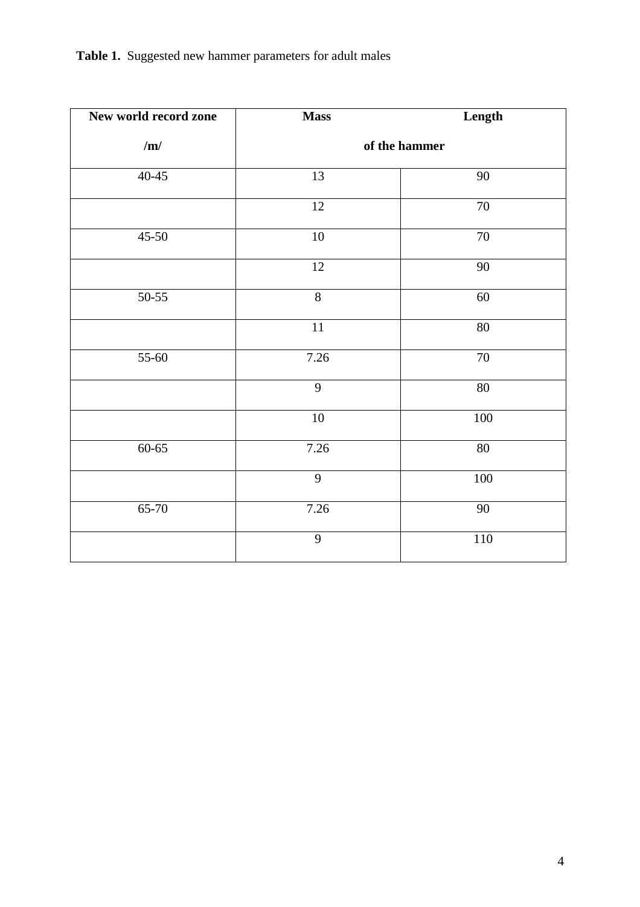**Table 1.** Suggested new hammer parameters for adult males

| New world record zone /m/ | Mass | Length |
| --- | --- | --- |
| | of the hammer | |
| 40-45 | 13 | 90 |
| | 12 | 70 |
| 45-50 | 10 | 70 |
| | 12 | 90 |
| 50-55 | 8 | 60 |
| | 11 | 80 |
| 55-60 | 7.26 | 70 |
| | 9 | 80 |
| | 10 | 100 |
| 60-65 | 7.26 | 80 |
| | 9 | 100 |
| 65-70 | 7.26 | 90 |
| | 9 | 110 |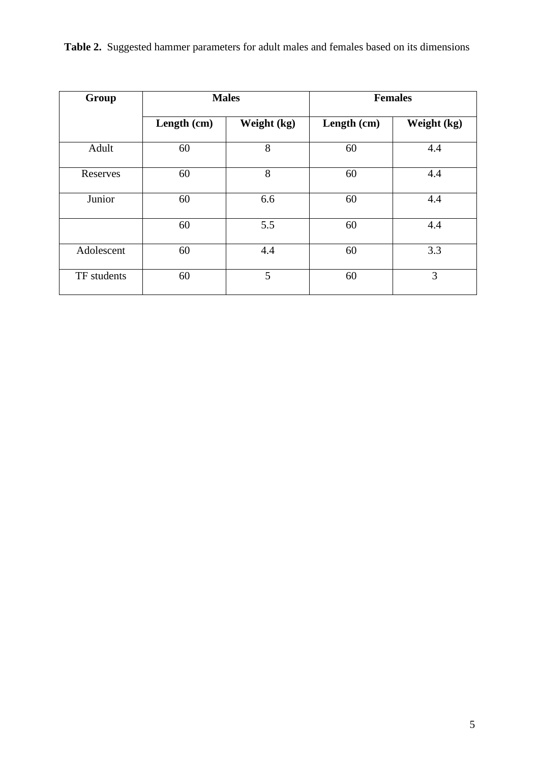**Table 2.** Suggested hammer parameters for adult males and females based on its dimensions

| Group | Males | | Females | |
|---|---|---|---|---|
| | **Length (cm)** | **Weight (kg)** | **Length (cm)** | **Weight (kg)** |
| Adult | 60 | 8 | 60 | 4.4 |
| Reserves | 60 | 8 | 60 | 4.4 |
| Junior | 60 | 6.6 | 60 | 4.4 |
| | 60 | 5.5 | 60 | 4.4 |
| Adolescent | 60 | 4.4 | 60 | 3.3 |
| TF students | 60 | 5 | 60 | 3 |